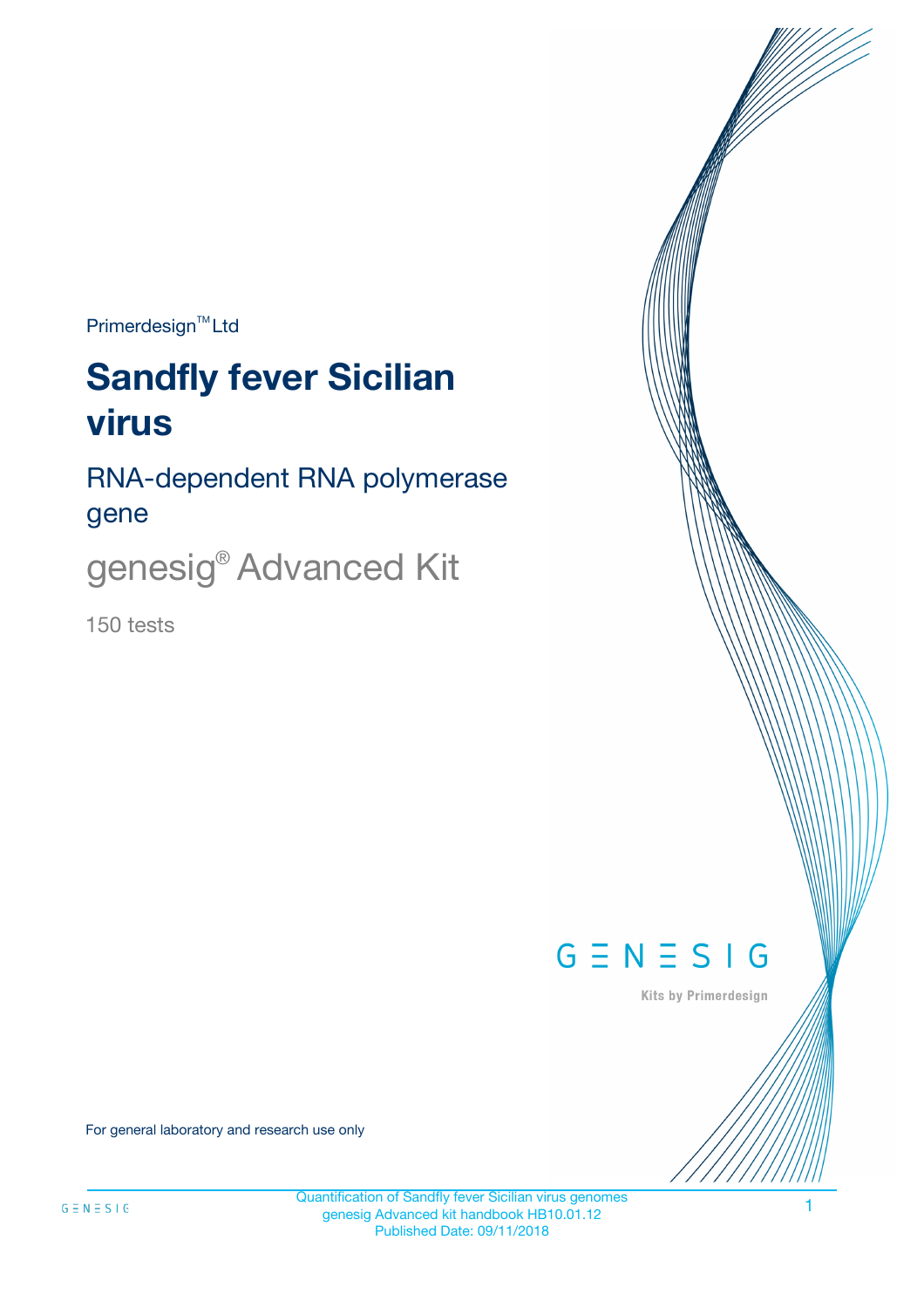Primerdesign™ Ltd

# Sandfly fever Sicilian virus

## RNA-dependent RNA polymerase gene

genesig® Advanced Kit

150 tests

GENESIG

Kits by Primerdesign

For general laboratory and research use only

Quantification of Sandfly fever Sicilian virus genomes
genesig Advanced kit handbook HB10.01.12
Published Date: 09/11/2018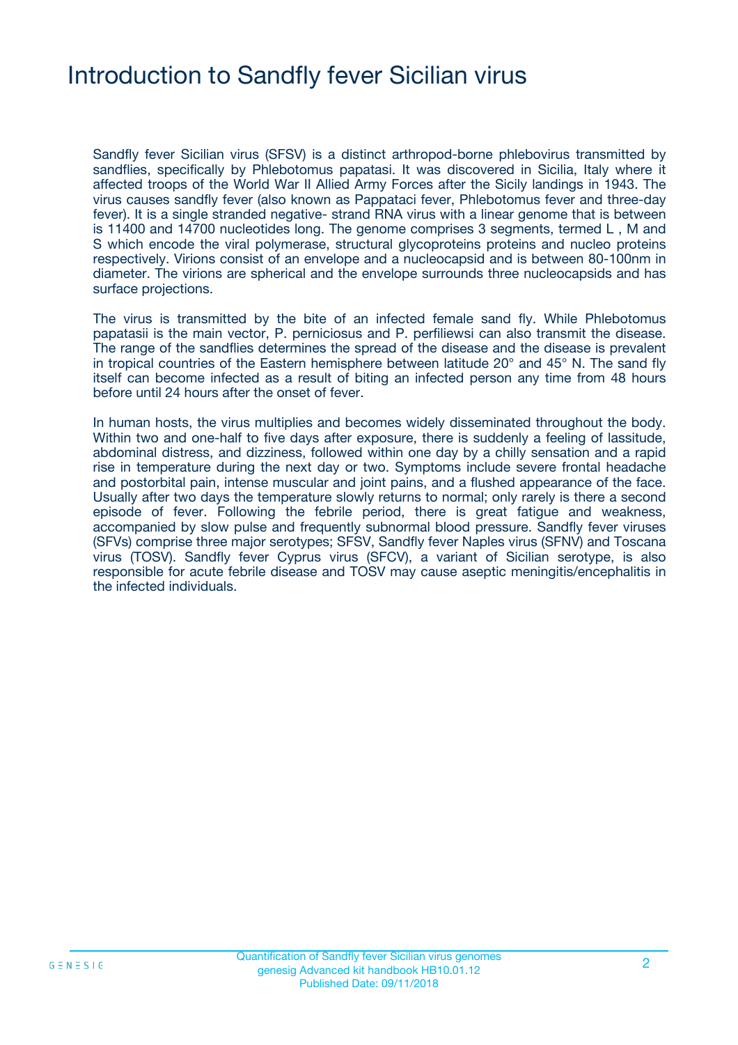# Introduction to Sandfly fever Sicilian virus

Sandfly fever Sicilian virus (SFSV) is a distinct arthropod-borne phlebovirus transmitted by sandflies, specifically by Phlebotomus papatasi. It was discovered in Sicilia, Italy where it affected troops of the World War II Allied Army Forces after the Sicily landings in 1943. The virus causes sandfly fever (also known as Pappataci fever, Phlebotomus fever and three-day fever). It is a single stranded negative- strand RNA virus with a linear genome that is between is 11400 and 14700 nucleotides long. The genome comprises 3 segments, termed L , M and S which encode the viral polymerase, structural glycoproteins proteins and nucleo proteins respectively. Virions consist of an envelope and a nucleocapsid and is between 80-100nm in diameter. The virions are spherical and the envelope surrounds three nucleocapsids and has surface projections.

The virus is transmitted by the bite of an infected female sand fly. While Phlebotomus papatasii is the main vector, P. perniciosus and P. perfiliewsi can also transmit the disease. The range of the sandflies determines the spread of the disease and the disease is prevalent in tropical countries of the Eastern hemisphere between latitude 20° and 45° N. The sand fly itself can become infected as a result of biting an infected person any time from 48 hours before until 24 hours after the onset of fever.

In human hosts, the virus multiplies and becomes widely disseminated throughout the body. Within two and one-half to five days after exposure, there is suddenly a feeling of lassitude, abdominal distress, and dizziness, followed within one day by a chilly sensation and a rapid rise in temperature during the next day or two. Symptoms include severe frontal headache and postorbital pain, intense muscular and joint pains, and a flushed appearance of the face. Usually after two days the temperature slowly returns to normal; only rarely is there a second episode of fever. Following the febrile period, there is great fatigue and weakness, accompanied by slow pulse and frequently subnormal blood pressure. Sandfly fever viruses (SFVs) comprise three major serotypes; SFSV, Sandfly fever Naples virus (SFNV) and Toscana virus (TOSV). Sandfly fever Cyprus virus (SFCV), a variant of Sicilian serotype, is also responsible for acute febrile disease and TOSV may cause aseptic meningitis/encephalitis in the infected individuals.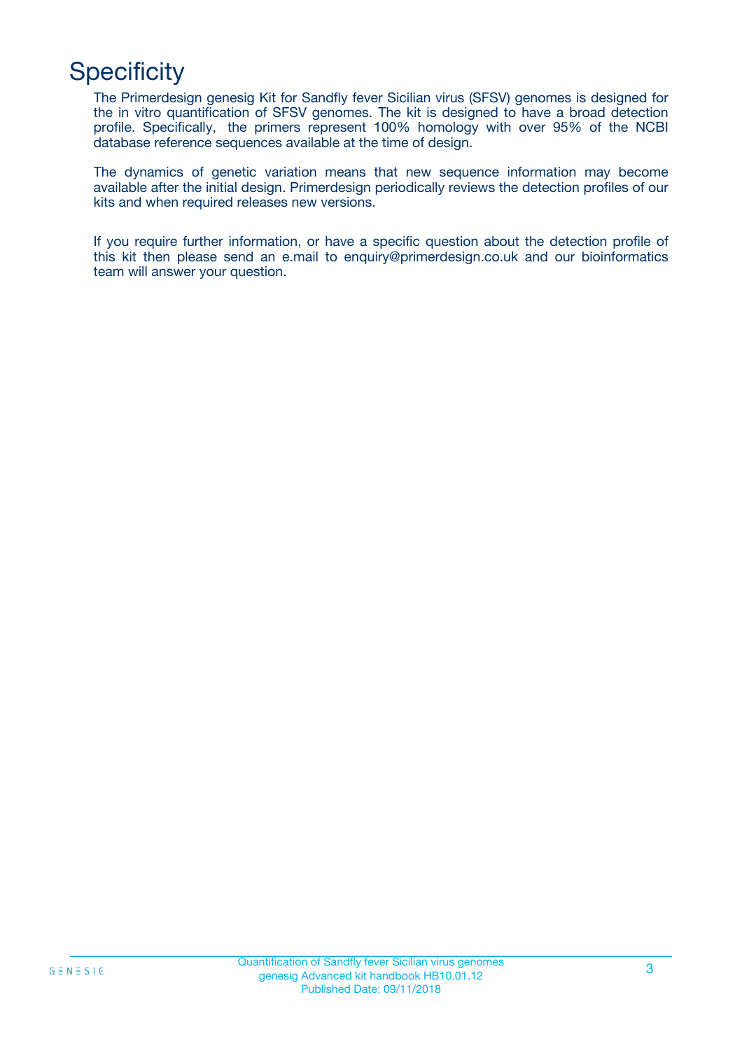# Specificity

The Primerdesign genesig Kit for Sandfly fever Sicilian virus (SFSV) genomes is designed for the in vitro quantification of SFSV genomes. The kit is designed to have a broad detection profile. Specifically, the primers represent 100% homology with over 95% of the NCBI database reference sequences available at the time of design.

The dynamics of genetic variation means that new sequence information may become available after the initial design. Primerdesign periodically reviews the detection profiles of our kits and when required releases new versions.

If you require further information, or have a specific question about the detection profile of this kit then please send an e.mail to enquiry@primerdesign.co.uk and our bioinformatics team will answer your question.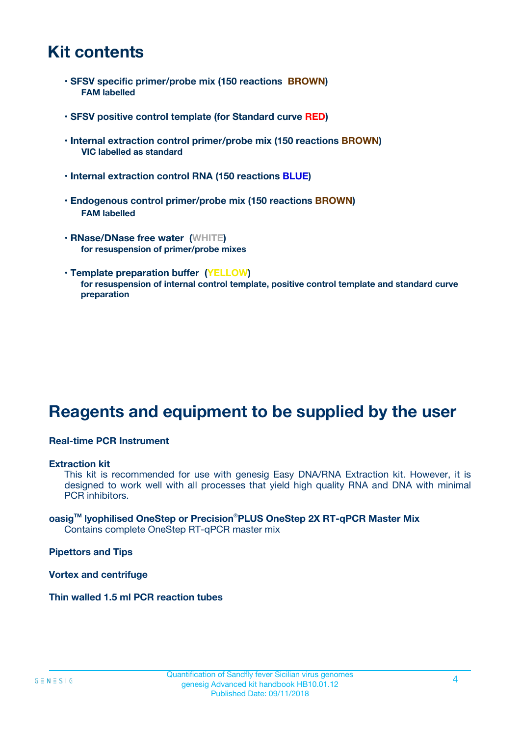# Kit contents

- **SFSV specific primer/probe mix (150 reactions BROWN)**
  **FAM labelled**
- **SFSV positive control template (for Standard curve RED)**
- **Internal extraction control primer/probe mix (150 reactions BROWN)**
  **VIC labelled as standard**
- **Internal extraction control RNA (150 reactions BLUE)**
- **Endogenous control primer/probe mix (150 reactions BROWN)**
  **FAM labelled**
- **RNase/DNase free water (WHITE)**
  **for resuspension of primer/probe mixes**
- **Template preparation buffer (YELLOW)**
  **for resuspension of internal control template, positive control template and standard curve preparation**

# Reagents and equipment to be supplied by the user

**Real-time PCR Instrument**

**Extraction kit**

This kit is recommended for use with genesig Easy DNA/RNA Extraction kit. However, it is designed to work well with all processes that yield high quality RNA and DNA with minimal PCR inhibitors.

**oasig™ lyophilised OneStep or Precision®PLUS OneStep 2X RT-qPCR Master Mix**

Contains complete OneStep RT-qPCR master mix

**Pipettors and Tips**

**Vortex and centrifuge**

**Thin walled 1.5 ml PCR reaction tubes**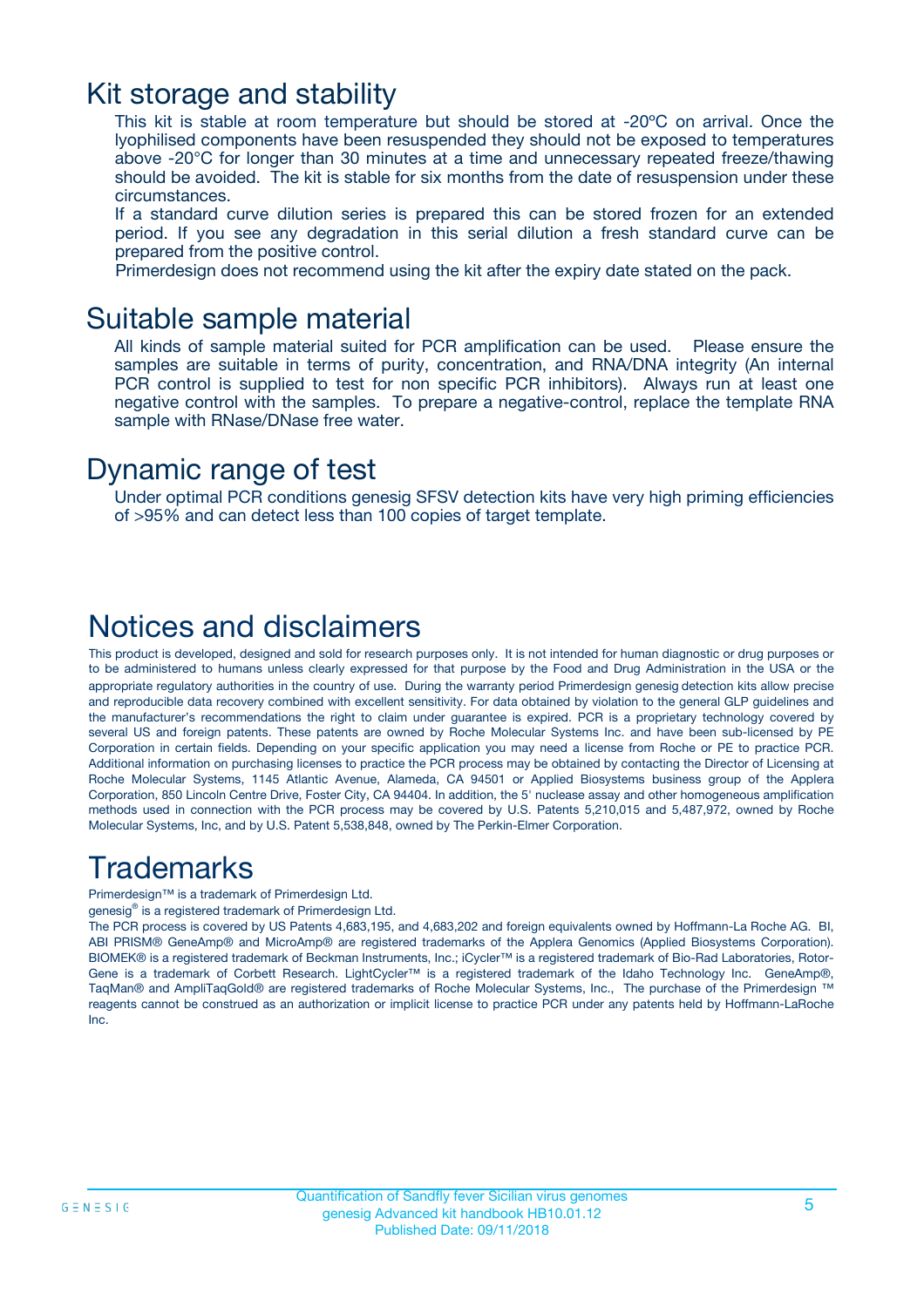# Kit storage and stability

This kit is stable at room temperature but should be stored at -20ºC on arrival. Once the lyophilised components have been resuspended they should not be exposed to temperatures above -20°C for longer than 30 minutes at a time and unnecessary repeated freeze/thawing should be avoided. The kit is stable for six months from the date of resuspension under these circumstances.

If a standard curve dilution series is prepared this can be stored frozen for an extended period. If you see any degradation in this serial dilution a fresh standard curve can be prepared from the positive control.

Primerdesign does not recommend using the kit after the expiry date stated on the pack.

# Suitable sample material

All kinds of sample material suited for PCR amplification can be used. Please ensure the samples are suitable in terms of purity, concentration, and RNA/DNA integrity (An internal PCR control is supplied to test for non specific PCR inhibitors). Always run at least one negative control with the samples. To prepare a negative-control, replace the template RNA sample with RNase/DNase free water.

# Dynamic range of test

Under optimal PCR conditions genesig SFSV detection kits have very high priming efficiencies of >95% and can detect less than 100 copies of target template.

# Notices and disclaimers

This product is developed, designed and sold for research purposes only. It is not intended for human diagnostic or drug purposes or to be administered to humans unless clearly expressed for that purpose by the Food and Drug Administration in the USA or the appropriate regulatory authorities in the country of use. During the warranty period Primerdesign genesig detection kits allow precise and reproducible data recovery combined with excellent sensitivity. For data obtained by violation to the general GLP guidelines and the manufacturer's recommendations the right to claim under guarantee is expired. PCR is a proprietary technology covered by several US and foreign patents. These patents are owned by Roche Molecular Systems Inc. and have been sub-licensed by PE Corporation in certain fields. Depending on your specific application you may need a license from Roche or PE to practice PCR. Additional information on purchasing licenses to practice the PCR process may be obtained by contacting the Director of Licensing at Roche Molecular Systems, 1145 Atlantic Avenue, Alameda, CA 94501 or Applied Biosystems business group of the Applera Corporation, 850 Lincoln Centre Drive, Foster City, CA 94404. In addition, the 5' nuclease assay and other homogeneous amplification methods used in connection with the PCR process may be covered by U.S. Patents 5,210,015 and 5,487,972, owned by Roche Molecular Systems, Inc, and by U.S. Patent 5,538,848, owned by The Perkin-Elmer Corporation.

# Trademarks

Primerdesign™ is a trademark of Primerdesign Ltd.

genesig® is a registered trademark of Primerdesign Ltd.

The PCR process is covered by US Patents 4,683,195, and 4,683,202 and foreign equivalents owned by Hoffmann-La Roche AG. BI, ABI PRISM® GeneAmp® and MicroAmp® are registered trademarks of the Applera Genomics (Applied Biosystems Corporation). BIOMEK® is a registered trademark of Beckman Instruments, Inc.; iCycler™ is a registered trademark of Bio-Rad Laboratories, Rotor-Gene is a trademark of Corbett Research. LightCycler™ is a registered trademark of the Idaho Technology Inc. GeneAmp®, TaqMan® and AmpliTaqGold® are registered trademarks of Roche Molecular Systems, Inc., The purchase of the Primerdesign ™ reagents cannot be construed as an authorization or implicit license to practice PCR under any patents held by Hoffmann-LaRoche Inc.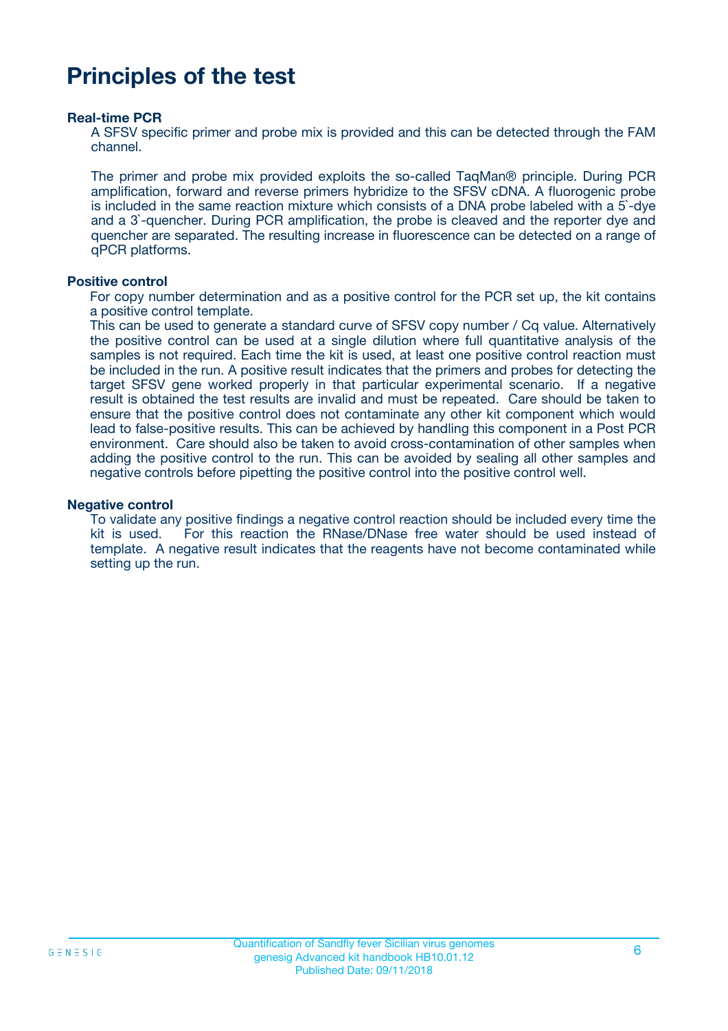# Principles of the test

### Real-time PCR

A SFSV specific primer and probe mix is provided and this can be detected through the FAM channel.

The primer and probe mix provided exploits the so-called TaqMan® principle. During PCR amplification, forward and reverse primers hybridize to the SFSV cDNA. A fluorogenic probe is included in the same reaction mixture which consists of a DNA probe labeled with a 5`-dye and a 3`-quencher. During PCR amplification, the probe is cleaved and the reporter dye and quencher are separated. The resulting increase in fluorescence can be detected on a range of qPCR platforms.

### Positive control

For copy number determination and as a positive control for the PCR set up, the kit contains a positive control template.
This can be used to generate a standard curve of SFSV copy number / Cq value. Alternatively the positive control can be used at a single dilution where full quantitative analysis of the samples is not required. Each time the kit is used, at least one positive control reaction must be included in the run. A positive result indicates that the primers and probes for detecting the target SFSV gene worked properly in that particular experimental scenario. If a negative result is obtained the test results are invalid and must be repeated. Care should be taken to ensure that the positive control does not contaminate any other kit component which would lead to false-positive results. This can be achieved by handling this component in a Post PCR environment. Care should also be taken to avoid cross-contamination of other samples when adding the positive control to the run. This can be avoided by sealing all other samples and negative controls before pipetting the positive control into the positive control well.

### Negative control

To validate any positive findings a negative control reaction should be included every time the kit is used. For this reaction the RNase/DNase free water should be used instead of template. A negative result indicates that the reagents have not become contaminated while setting up the run.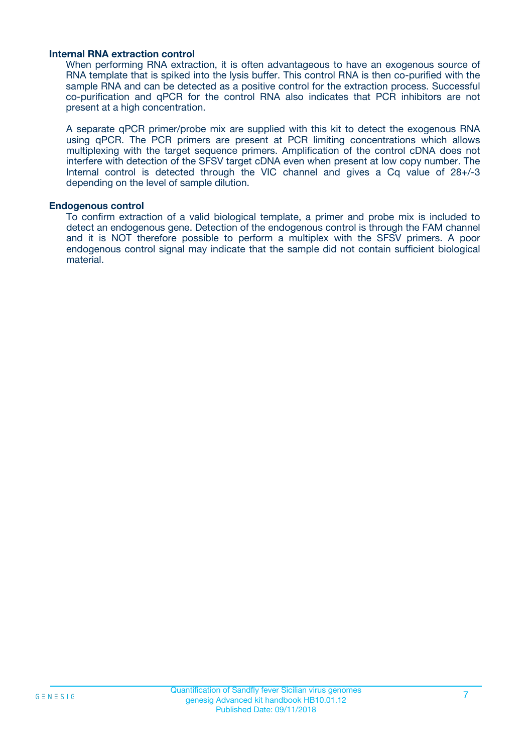### Internal RNA extraction control

When performing RNA extraction, it is often advantageous to have an exogenous source of RNA template that is spiked into the lysis buffer. This control RNA is then co-purified with the sample RNA and can be detected as a positive control for the extraction process. Successful co-purification and qPCR for the control RNA also indicates that PCR inhibitors are not present at a high concentration.

A separate qPCR primer/probe mix are supplied with this kit to detect the exogenous RNA using qPCR. The PCR primers are present at PCR limiting concentrations which allows multiplexing with the target sequence primers. Amplification of the control cDNA does not interfere with detection of the SFSV target cDNA even when present at low copy number. The Internal control is detected through the VIC channel and gives a Cq value of 28+/-3 depending on the level of sample dilution.

### Endogenous control

To confirm extraction of a valid biological template, a primer and probe mix is included to detect an endogenous gene. Detection of the endogenous control is through the FAM channel and it is NOT therefore possible to perform a multiplex with the SFSV primers. A poor endogenous control signal may indicate that the sample did not contain sufficient biological material.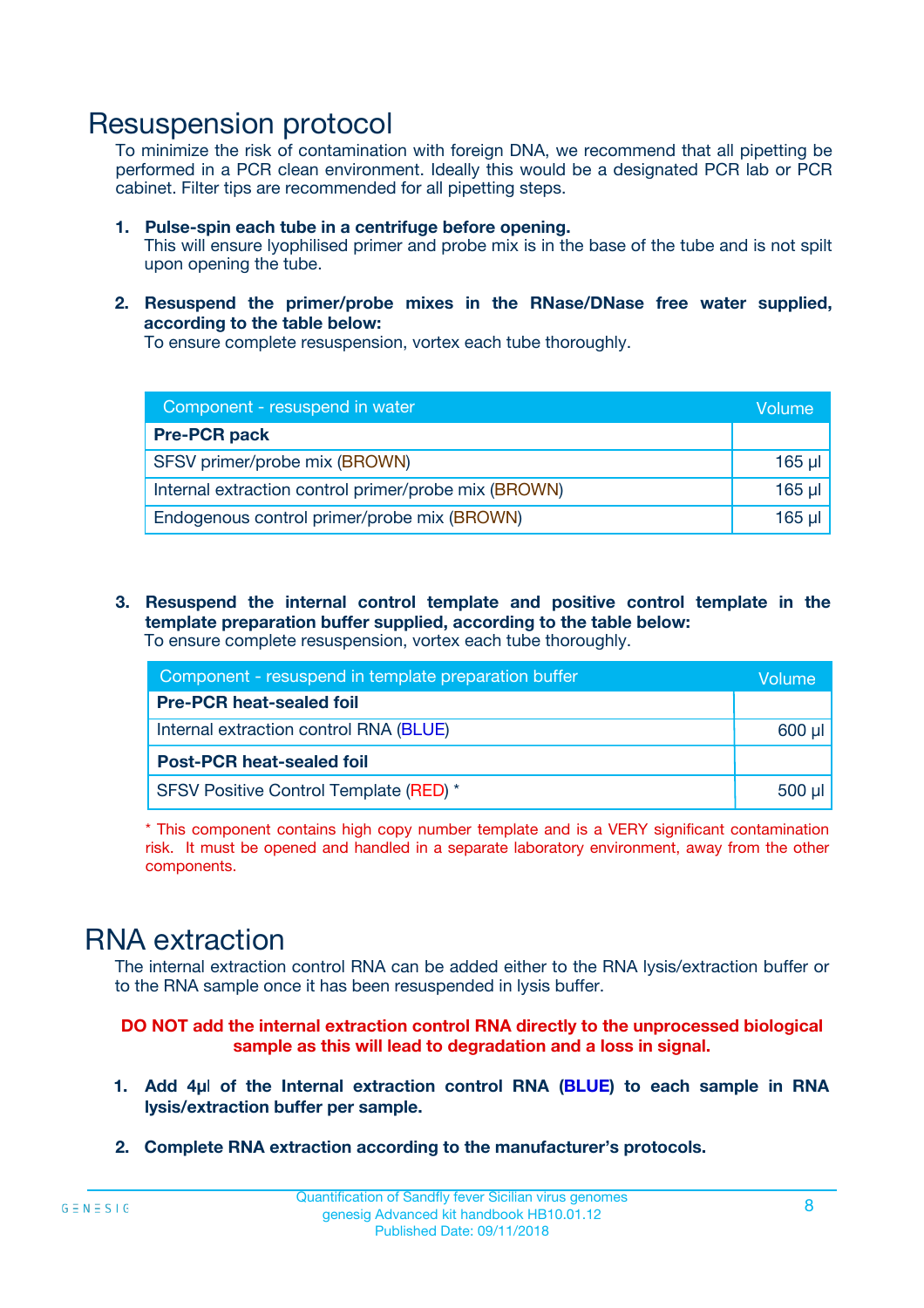# Resuspension protocol

To minimize the risk of contamination with foreign DNA, we recommend that all pipetting be performed in a PCR clean environment. Ideally this would be a designated PCR lab or PCR cabinet. Filter tips are recommended for all pipetting steps.

1. **Pulse-spin each tube in a centrifuge before opening.**
   This will ensure lyophilised primer and probe mix is in the base of the tube and is not spilt upon opening the tube.

2. **Resuspend the primer/probe mixes in the RNase/DNase free water supplied, according to the table below:**
   To ensure complete resuspension, vortex each tube thoroughly.

| Component - resuspend in water | Volume |
|---|---|
| **Pre-PCR pack** | |
| SFSV primer/probe mix (BROWN) | 165 µl |
| Internal extraction control primer/probe mix (BROWN) | 165 µl |
| Endogenous control primer/probe mix (BROWN) | 165 µl |

3. **Resuspend the internal control template and positive control template in the template preparation buffer supplied, according to the table below:**
   To ensure complete resuspension, vortex each tube thoroughly.

| Component - resuspend in template preparation buffer | Volume |
|---|---|
| **Pre-PCR heat-sealed foil** | |
| Internal extraction control RNA (BLUE) | 600 µl |
| **Post-PCR heat-sealed foil** | |
| SFSV Positive Control Template (RED) * | 500 µl |

* This component contains high copy number template and is a VERY significant contamination risk. It must be opened and handled in a separate laboratory environment, away from the other components.

# RNA extraction

The internal extraction control RNA can be added either to the RNA lysis/extraction buffer or to the RNA sample once it has been resuspended in lysis buffer.

**DO NOT add the internal extraction control RNA directly to the unprocessed biological sample as this will lead to degradation and a loss in signal.**

1. **Add 4µl of the Internal extraction control RNA (BLUE) to each sample in RNA lysis/extraction buffer per sample.**

2. **Complete RNA extraction according to the manufacturer's protocols.**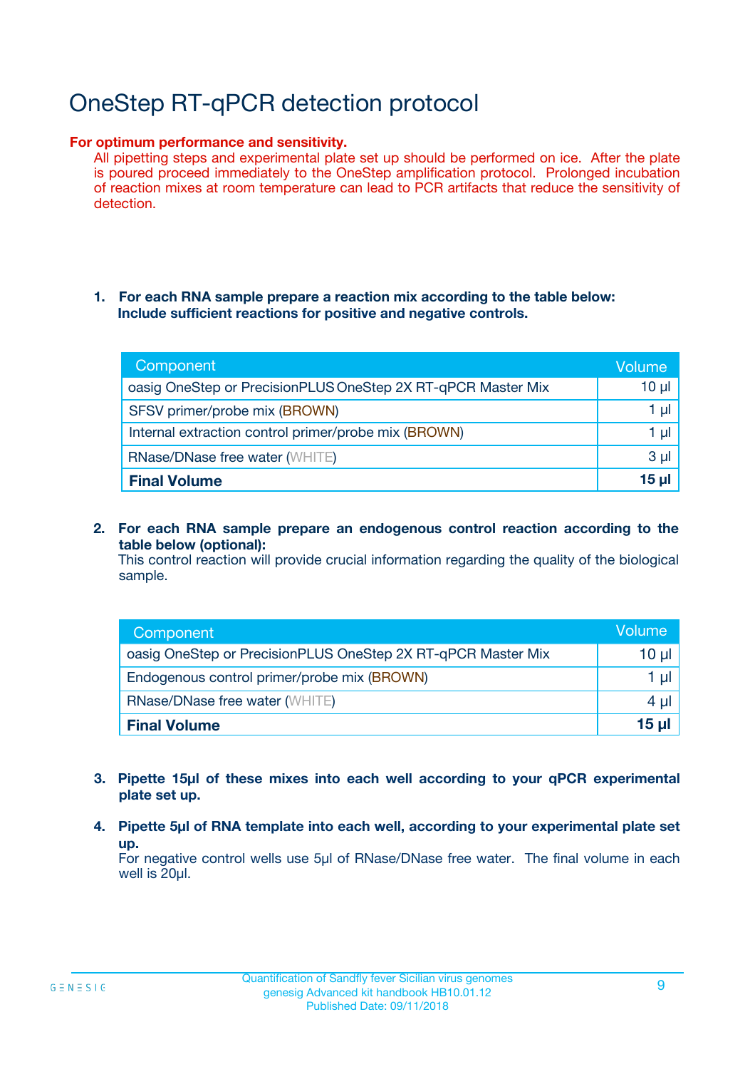# OneStep RT-qPCR detection protocol

**For optimum performance and sensitivity.**

All pipetting steps and experimental plate set up should be performed on ice. After the plate is poured proceed immediately to the OneStep amplification protocol. Prolonged incubation of reaction mixes at room temperature can lead to PCR artifacts that reduce the sensitivity of detection.

1. **For each RNA sample prepare a reaction mix according to the table below: Include sufficient reactions for positive and negative controls.**

| Component | Volume |
|---|---|
| oasig OneStep or PrecisionPLUS OneStep 2X RT-qPCR Master Mix | 10 µl |
| SFSV primer/probe mix (BROWN) | 1 µl |
| Internal extraction control primer/probe mix (BROWN) | 1 µl |
| RNase/DNase free water (WHITE) | 3 µl |
| **Final Volume** | **15 µl** |

2. **For each RNA sample prepare an endogenous control reaction according to the table below (optional):**
   This control reaction will provide crucial information regarding the quality of the biological sample.

| Component | Volume |
|---|---|
| oasig OneStep or PrecisionPLUS OneStep 2X RT-qPCR Master Mix | 10 µl |
| Endogenous control primer/probe mix (BROWN) | 1 µl |
| RNase/DNase free water (WHITE) | 4 µl |
| **Final Volume** | **15 µl** |

3. **Pipette 15µl of these mixes into each well according to your qPCR experimental plate set up.**

4. **Pipette 5µl of RNA template into each well, according to your experimental plate set up.**
   For negative control wells use 5µl of RNase/DNase free water. The final volume in each well is 20µl.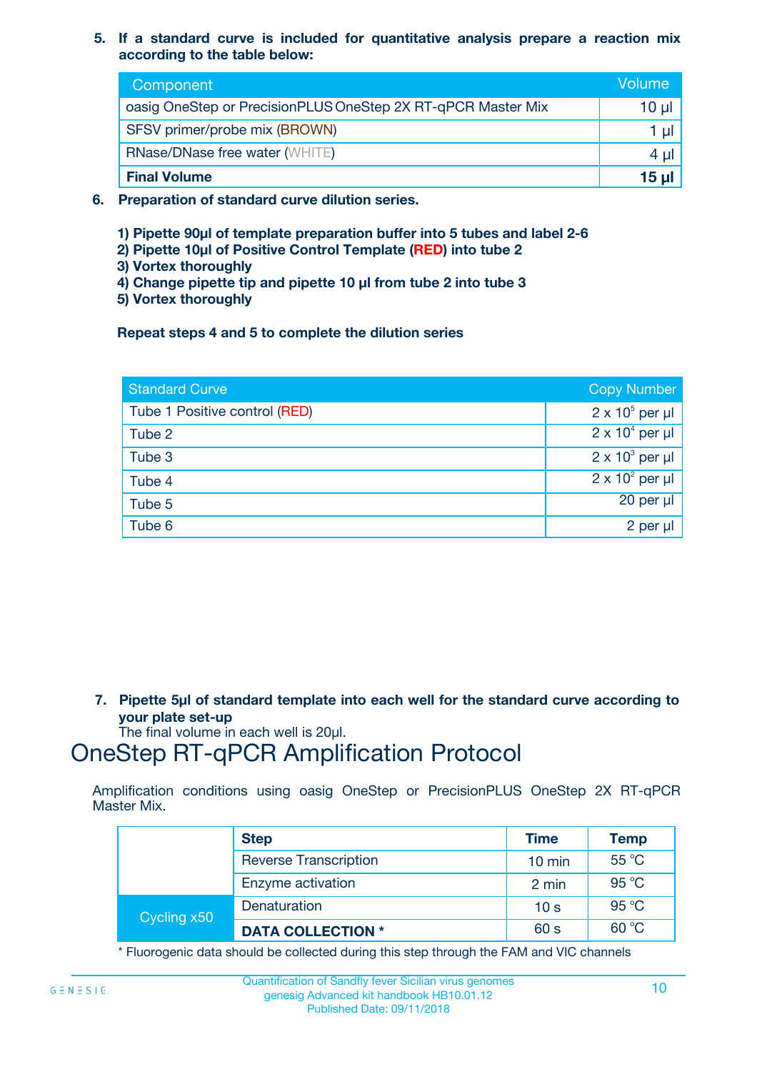5. **If a standard curve is included for quantitative analysis prepare a reaction mix according to the table below:**

| Component | Volume |
|---|---|
| oasig OneStep or PrecisionPLUS OneStep 2X RT-qPCR Master Mix | 10 µl |
| SFSV primer/probe mix (BROWN) | 1 µl |
| RNase/DNase free water (WHITE) | 4 µl |
| **Final Volume** | **15 µl** |

6. **Preparation of standard curve dilution series.**

   **1) Pipette 90µl of template preparation buffer into 5 tubes and label 2-6**
   **2) Pipette 10µl of Positive Control Template (RED) into tube 2**
   **3) Vortex thoroughly**
   **4) Change pipette tip and pipette 10 µl from tube 2 into tube 3**
   **5) Vortex thoroughly**

   **Repeat steps 4 and 5 to complete the dilution series**

| Standard Curve | Copy Number |
|---|---|
| Tube 1 Positive control (RED) | $2 \times 10^5$ per µl |
| Tube 2 | $2 \times 10^4$ per µl |
| Tube 3 | $2 \times 10^3$ per µl |
| Tube 4 | $2 \times 10^2$ per µl |
| Tube 5 | 20 per µl |
| Tube 6 | 2 per µl |

7. **Pipette 5µl of standard template into each well for the standard curve according to your plate set-up**
   The final volume in each well is 20µl.

# OneStep RT-qPCR Amplification Protocol

Amplification conditions using oasig OneStep or PrecisionPLUS OneStep 2X RT-qPCR Master Mix.

| | Step | Time | Temp |
|---|---|---|---|
| | Reverse Transcription | 10 min | 55 °C |
| | Enzyme activation | 2 min | 95 °C |
| Cycling x50 | Denaturation | 10 s | 95 °C |
| | **DATA COLLECTION *** | 60 s | 60 °C |

* Fluorogenic data should be collected during this step through the FAM and VIC channels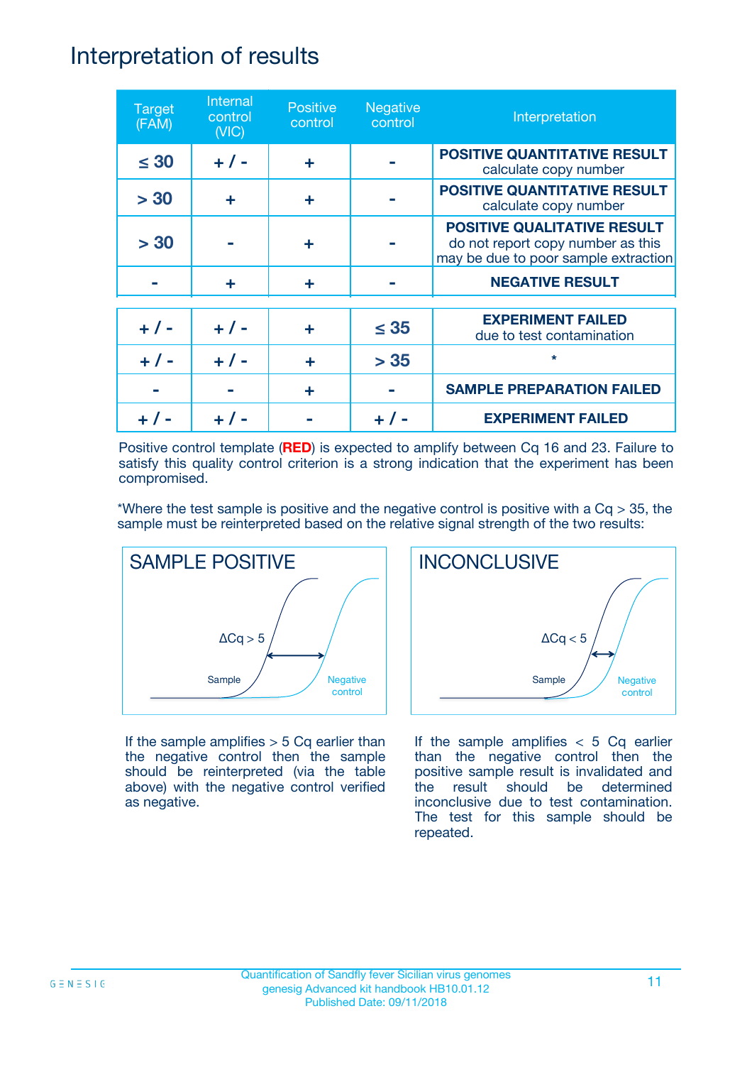# Interpretation of results

| Target (FAM) | Internal control (VIC) | Positive control | Negative control | Interpretation |
|---|---|---|---|---|
| ≤ 30 | + / - | + | - | **POSITIVE QUANTITATIVE RESULT** calculate copy number |
| > 30 | + | + | - | **POSITIVE QUANTITATIVE RESULT** calculate copy number |
| > 30 | - | + | - | **POSITIVE QUALITATIVE RESULT** do not report copy number as this may be due to poor sample extraction |
| - | + | + | - | **NEGATIVE RESULT** |
| + / - | + / - | + | ≤ 35 | **EXPERIMENT FAILED** due to test contamination |
| + / - | + / - | + | > 35 | * |
| - | - | + | - | **SAMPLE PREPARATION FAILED** |
| + / - | + / - | - | + / - | **EXPERIMENT FAILED** |

Positive control template (**RED**) is expected to amplify between Cq 16 and 23. Failure to satisfy this quality control criterion is a strong indication that the experiment has been compromised.

*Where the test sample is positive and the negative control is positive with a Cq > 35, the sample must be reinterpreted based on the relative signal strength of the two results:

## SAMPLE POSITIVE

ΔCq > 5

Sample

Negative control

If the sample amplifies > 5 Cq earlier than the negative control then the sample should be reinterpreted (via the table above) with the negative control verified as negative.

## INCONCLUSIVE

ΔCq < 5

Sample

Negative control

If the sample amplifies < 5 Cq earlier than the negative control then the positive sample result is invalidated and the result should be determined inconclusive due to test contamination. The test for this sample should be repeated.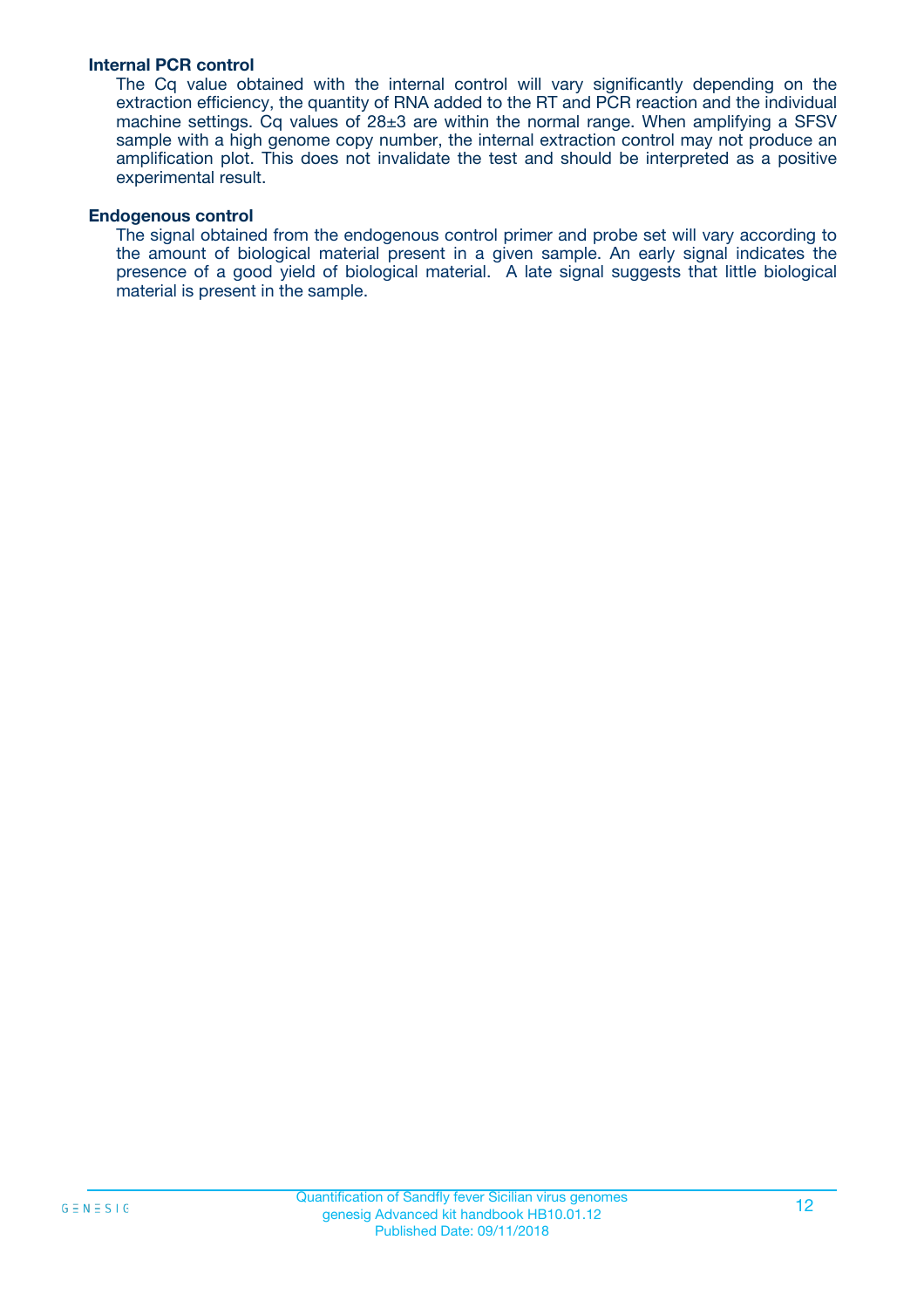**Internal PCR control**

The Cq value obtained with the internal control will vary significantly depending on the extraction efficiency, the quantity of RNA added to the RT and PCR reaction and the individual machine settings. Cq values of 28±3 are within the normal range. When amplifying a SFSV sample with a high genome copy number, the internal extraction control may not produce an amplification plot. This does not invalidate the test and should be interpreted as a positive experimental result.

**Endogenous control**

The signal obtained from the endogenous control primer and probe set will vary according to the amount of biological material present in a given sample. An early signal indicates the presence of a good yield of biological material. A late signal suggests that little biological material is present in the sample.